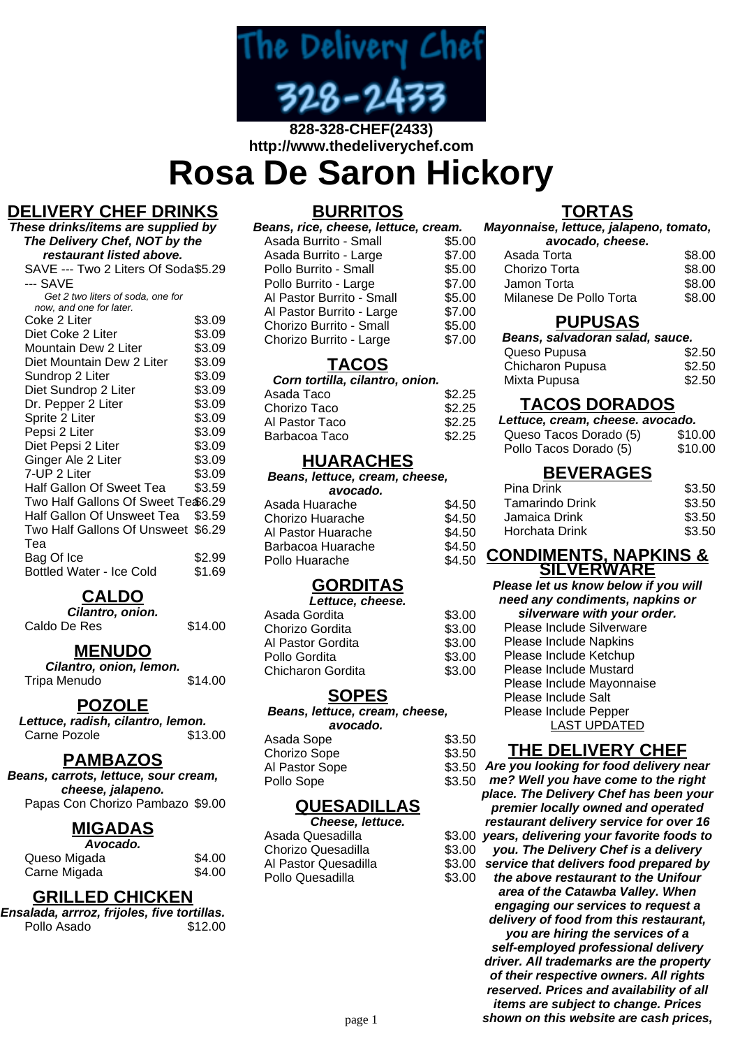The Delivery Chef 328-2433

828-328-CHEF(2433)
http://www.thedeliverychef.com

# Rosa De Saron Hickory

## DELIVERY CHEF DRINKS

***These drinks/items are supplied by The Delivery Chef, NOT by the restaurant listed above.***

| Item | Price |
|---|---|
| SAVE --- Two 2 Liters Of Soda --- SAVE | $5.29 |
| *Get 2 two liters of soda, one for now, and one for later.* | |
| Coke 2 Liter | $3.09 |
| Diet Coke 2 Liter | $3.09 |
| Mountain Dew 2 Liter | $3.09 |
| Diet Mountain Dew 2 Liter | $3.09 |
| Sundrop 2 Liter | $3.09 |
| Diet Sundrop 2 Liter | $3.09 |
| Dr. Pepper 2 Liter | $3.09 |
| Sprite 2 Liter | $3.09 |
| Pepsi 2 Liter | $3.09 |
| Diet Pepsi 2 Liter | $3.09 |
| Ginger Ale 2 Liter | $3.09 |
| 7-UP 2 Liter | $3.09 |
| Half Gallon Of Sweet Tea | $3.59 |
| Two Half Gallons Of Sweet Tea | $6.29 |
| Half Gallon Of Unsweet Tea | $3.59 |
| Two Half Gallons Of Unsweet Tea | $6.29 |
| Bag Of Ice | $2.99 |
| Bottled Water - Ice Cold | $1.69 |

## CALDO

***Cilantro, onion.***

| Item | Price |
|---|---|
| Caldo De Res | $14.00 |

## MENUDO

***Cilantro, onion, lemon.***

| Item | Price |
|---|---|
| Tripa Menudo | $14.00 |

## POZOLE

***Lettuce, radish, cilantro, lemon.***

| Item | Price |
|---|---|
| Carne Pozole | $13.00 |

## PAMBAZOS

***Beans, carrots, lettuce, sour cream, cheese, jalapeno.***

| Item | Price |
|---|---|
| Papas Con Chorizo Pambazo | $9.00 |

## MIGADAS

***Avocado.***

| Item | Price |
|---|---|
| Queso Migada | $4.00 |
| Carne Migada | $4.00 |

## GRILLED CHICKEN

***Ensalada, arrroz, frijoles, five tortillas.***

| Item | Price |
|---|---|
| Pollo Asado | $12.00 |

## BURRITOS

***Beans, rice, cheese, lettuce, cream.***

| Item | Price |
|---|---|
| Asada Burrito - Small | $5.00 |
| Asada Burrito - Large | $7.00 |
| Pollo Burrito - Small | $5.00 |
| Pollo Burrito - Large | $7.00 |
| Al Pastor Burrito - Small | $5.00 |
| Al Pastor Burrito - Large | $7.00 |
| Chorizo Burrito - Small | $5.00 |
| Chorizo Burrito - Large | $7.00 |

## TACOS

***Corn tortilla, cilantro, onion.***

| Item | Price |
|---|---|
| Asada Taco | $2.25 |
| Chorizo Taco | $2.25 |
| Al Pastor Taco | $2.25 |
| Barbacoa Taco | $2.25 |

## HUARACHES

***Beans, lettuce, cream, cheese, avocado.***

| Item | Price |
|---|---|
| Asada Huarache | $4.50 |
| Chorizo Huarache | $4.50 |
| Al Pastor Huarache | $4.50 |
| Barbacoa Huarache | $4.50 |
| Pollo Huarache | $4.50 |

## GORDITAS

***Lettuce, cheese.***

| Item | Price |
|---|---|
| Asada Gordita | $3.00 |
| Chorizo Gordita | $3.00 |
| Al Pastor Gordita | $3.00 |
| Pollo Gordita | $3.00 |
| Chicharon Gordita | $3.00 |

## SOPES

***Beans, lettuce, cream, cheese, avocado.***

| Item | Price |
|---|---|
| Asada Sope | $3.50 |
| Chorizo Sope | $3.50 |
| Al Pastor Sope | $3.50 |
| Pollo Sope | $3.50 |

## QUESADILLAS

***Cheese, lettuce.***

| Item | Price |
|---|---|
| Asada Quesadilla | $3.00 |
| Chorizo Quesadilla | $3.00 |
| Al Pastor Quesadilla | $3.00 |
| Pollo Quesadilla | $3.00 |

## TORTAS

***Mayonnaise, lettuce, jalapeno, tomato, avocado, cheese.***

| Item | Price |
|---|---|
| Asada Torta | $8.00 |
| Chorizo Torta | $8.00 |
| Jamon Torta | $8.00 |
| Milanese De Pollo Torta | $8.00 |

## PUPUSAS

***Beans, salvadoran salad, sauce.***

| Item | Price |
|---|---|
| Queso Pupusa | $2.50 |
| Chicharon Pupusa | $2.50 |
| Mixta Pupusa | $2.50 |

## TACOS DORADOS

***Lettuce, cream, cheese. avocado.***

| Item | Price |
|---|---|
| Queso Tacos Dorado (5) | $10.00 |
| Pollo Tacos Dorado (5) | $10.00 |

## BEVERAGES

| Item | Price |
|---|---|
| Pina Drink | $3.50 |
| Tamarindo Drink | $3.50 |
| Jamaica Drink | $3.50 |
| Horchata Drink | $3.50 |

## CONDIMENTS, NAPKINS & SILVERWARE

***Please let us know below if you will need any condiments, napkins or silverware with your order.***

- Please Include Silverware
- Please Include Napkins
- Please Include Ketchup
- Please Include Mustard
- Please Include Mayonnaise
- Please Include Salt
- Please Include Pepper

LAST UPDATED

## THE DELIVERY CHEF

***Are you looking for food delivery near me? Well you have come to the right place. The Delivery Chef has been your premier locally owned and operated restaurant delivery service for over 16 years, delivering your favorite foods to you. The Delivery Chef is a delivery service that delivers food prepared by the above restaurant to the Unifour area of the Catawba Valley. When engaging our services to request a delivery of food from this restaurant, you are hiring the services of a self-employed professional delivery driver. All trademarks are the property of their respective owners. All rights reserved. Prices and availability of all items are subject to change. Prices shown on this website are cash prices,***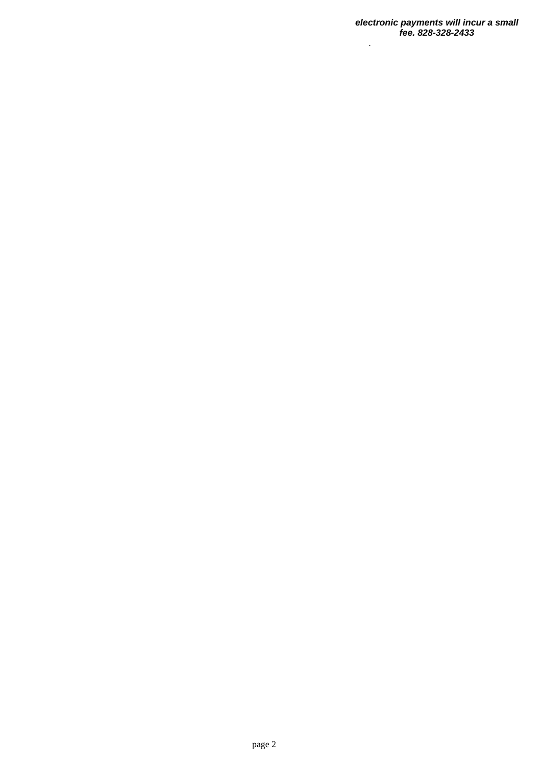***electronic payments will incur a small fee. 828-328-2433***

.